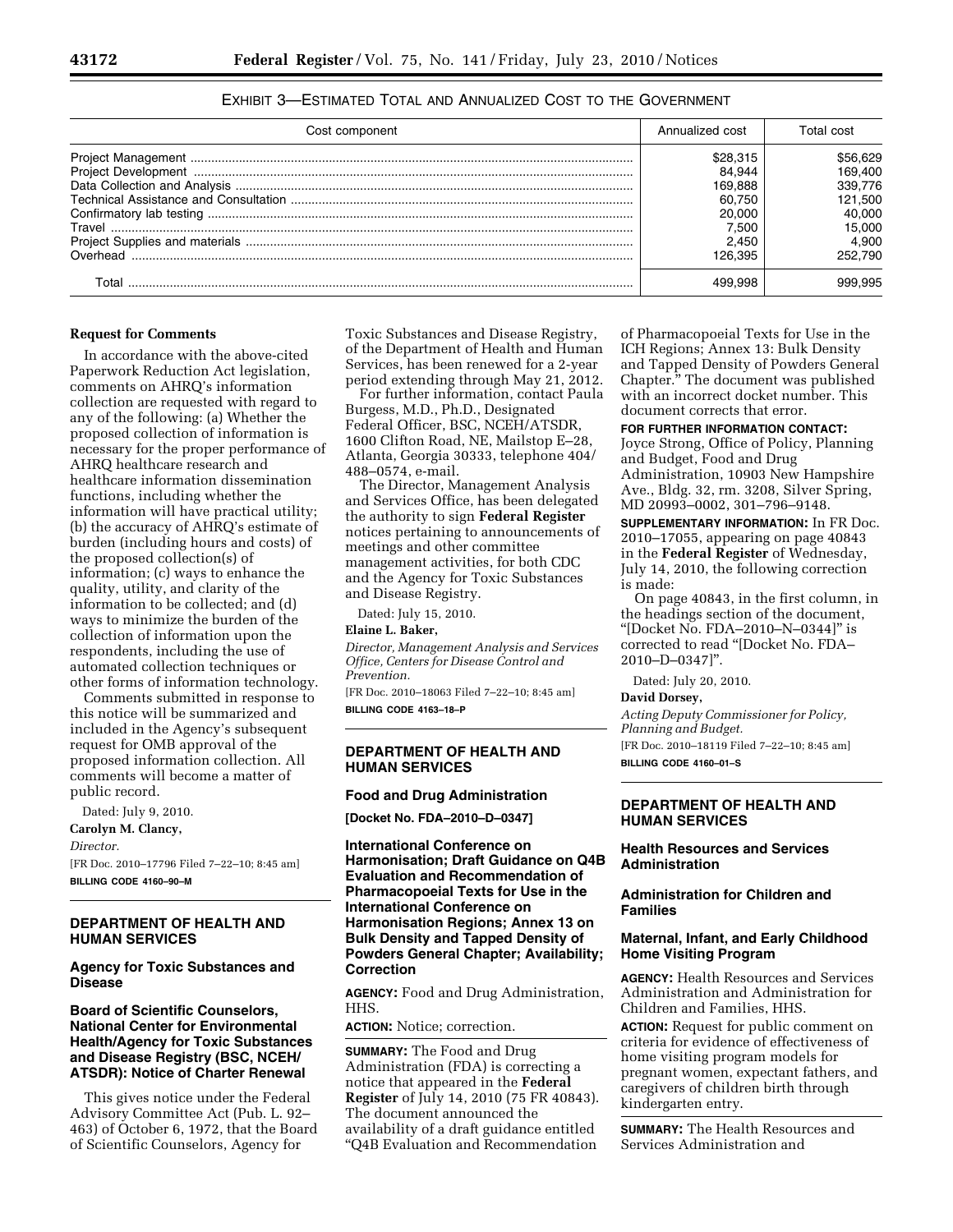EXHIBIT 3—ESTIMATED TOTAL AND ANNUALIZED COST TO THE GOVERNMENT

| Cost component | Annualized cost | Total cost |
|---|---|---|
| Project Management | $28,315 | $56,629 |
| Project Development | 84,944 | 169,400 |
| Data Collection and Analysis | 169,888 | 339,776 |
| Technical Assistance and Consultation | 60,750 | 121,500 |
| Confirmatory lab testing | 20,000 | 40,000 |
| Travel | 7,500 | 15,000 |
| Project Supplies and materials | 2,450 | 4,900 |
| Overhead | 126,395 | 252,790 |
| Total | 499,998 | 999,995 |

**Request for Comments**

In accordance with the above-cited Paperwork Reduction Act legislation, comments on AHRQ's information collection are requested with regard to any of the following: (a) Whether the proposed collection of information is necessary for the proper performance of AHRQ healthcare research and healthcare information dissemination functions, including whether the information will have practical utility; (b) the accuracy of AHRQ's estimate of burden (including hours and costs) of the proposed collection(s) of information; (c) ways to enhance the quality, utility, and clarity of the information to be collected; and (d) ways to minimize the burden of the collection of information upon the respondents, including the use of automated collection techniques or other forms of information technology.

Comments submitted in response to this notice will be summarized and included in the Agency's subsequent request for OMB approval of the proposed information collection. All comments will become a matter of public record.

Dated: July 9, 2010.

**Carolyn M. Clancy,**

*Director.*

[FR Doc. 2010–17796 Filed 7–22–10; 8:45 am]

**BILLING CODE 4160–90–M**

## DEPARTMENT OF HEALTH AND HUMAN SERVICES

### Agency for Toxic Substances and Disease

### Board of Scientific Counselors, National Center for Environmental Health/Agency for Toxic Substances and Disease Registry (BSC, NCEH/ATSDR): Notice of Charter Renewal

This gives notice under the Federal Advisory Committee Act (Pub. L. 92–463) of October 6, 1972, that the Board of Scientific Counselors, Agency for Toxic Substances and Disease Registry, of the Department of Health and Human Services, has been renewed for a 2-year period extending through May 21, 2012.

For further information, contact Paula Burgess, M.D., Ph.D., Designated Federal Officer, BSC, NCEH/ATSDR, 1600 Clifton Road, NE, Mailstop E–28, Atlanta, Georgia 30333, telephone 404/488–0574, e-mail.

The Director, Management Analysis and Services Office, has been delegated the authority to sign **Federal Register** notices pertaining to announcements of meetings and other committee management activities, for both CDC and the Agency for Toxic Substances and Disease Registry.

Dated: July 15, 2010.

**Elaine L. Baker,**

*Director, Management Analysis and Services Office, Centers for Disease Control and Prevention.*

[FR Doc. 2010–18063 Filed 7–22–10; 8:45 am]

**BILLING CODE 4163–18–P**

## DEPARTMENT OF HEALTH AND HUMAN SERVICES

### Food and Drug Administration

**[Docket No. FDA–2010–D–0347]**

### International Conference on Harmonisation; Draft Guidance on Q4B Evaluation and Recommendation of Pharmacopoeial Texts for Use in the International Conference on Harmonisation Regions; Annex 13 on Bulk Density and Tapped Density of Powders General Chapter; Availability; Correction

**AGENCY:** Food and Drug Administration, HHS.

**ACTION:** Notice; correction.

**SUMMARY:** The Food and Drug Administration (FDA) is correcting a notice that appeared in the **Federal Register** of July 14, 2010 (75 FR 40843). The document announced the availability of a draft guidance entitled "Q4B Evaluation and Recommendation of Pharmacopoeial Texts for Use in the ICH Regions; Annex 13: Bulk Density and Tapped Density of Powders General Chapter." The document was published with an incorrect docket number. This document corrects that error.

**FOR FURTHER INFORMATION CONTACT:** Joyce Strong, Office of Policy, Planning and Budget, Food and Drug Administration, 10903 New Hampshire Ave., Bldg. 32, rm. 3208, Silver Spring, MD 20993–0002, 301–796–9148.

**SUPPLEMENTARY INFORMATION:** In FR Doc. 2010–17055, appearing on page 40843 in the **Federal Register** of Wednesday, July 14, 2010, the following correction is made:

On page 40843, in the first column, in the headings section of the document, "[Docket No. FDA–2010–N–0344]" is corrected to read "[Docket No. FDA–2010–D–0347]".

Dated: July 20, 2010.

**David Dorsey,**

*Acting Deputy Commissioner for Policy, Planning and Budget.*

[FR Doc. 2010–18119 Filed 7–22–10; 8:45 am]

**BILLING CODE 4160–01–S**

## DEPARTMENT OF HEALTH AND HUMAN SERVICES

### Health Resources and Services Administration

### Administration for Children and Families

### Maternal, Infant, and Early Childhood Home Visiting Program

**AGENCY:** Health Resources and Services Administration and Administration for Children and Families, HHS.

**ACTION:** Request for public comment on criteria for evidence of effectiveness of home visiting program models for pregnant women, expectant fathers, and caregivers of children birth through kindergarten entry.

**SUMMARY:** The Health Resources and Services Administration and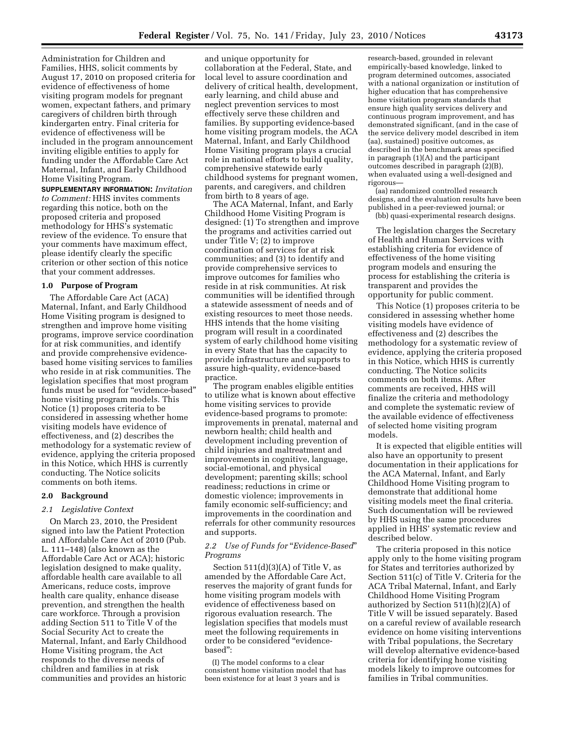Administration for Children and Families, HHS, solicit comments by August 17, 2010 on proposed criteria for evidence of effectiveness of home visiting program models for pregnant women, expectant fathers, and primary caregivers of children birth through kindergarten entry. Final criteria for evidence of effectiveness will be included in the program announcement inviting eligible entities to apply for funding under the Affordable Care Act Maternal, Infant, and Early Childhood Home Visiting Program.

**SUPPLEMENTARY INFORMATION:** *Invitation to Comment:* HHS invites comments regarding this notice, both on the proposed criteria and proposed methodology for HHS's systematic review of the evidence. To ensure that your comments have maximum effect, please identify clearly the specific criterion or other section of this notice that your comment addresses.

## 1.0 Purpose of Program

The Affordable Care Act (ACA) Maternal, Infant, and Early Childhood Home Visiting program is designed to strengthen and improve home visiting programs, improve service coordination for at risk communities, and identify and provide comprehensive evidence-based home visiting services to families who reside in at risk communities. The legislation specifies that most program funds must be used for "evidence-based" home visiting program models. This Notice (1) proposes criteria to be considered in assessing whether home visiting models have evidence of effectiveness, and (2) describes the methodology for a systematic review of evidence, applying the criteria proposed in this Notice, which HHS is currently conducting. The Notice solicits comments on both items.

## 2.0 Background

### *2.1 Legislative Context*

On March 23, 2010, the President signed into law the Patient Protection and Affordable Care Act of 2010 (Pub. L. 111–148) (also known as the Affordable Care Act or ACA); historic legislation designed to make quality, affordable health care available to all Americans, reduce costs, improve health care quality, enhance disease prevention, and strengthen the health care workforce. Through a provision adding Section 511 to Title V of the Social Security Act to create the Maternal, Infant, and Early Childhood Home Visiting program, the Act responds to the diverse needs of children and families in at risk communities and provides an historic and unique opportunity for collaboration at the Federal, State, and local level to assure coordination and delivery of critical health, development, early learning, and child abuse and neglect prevention services to most effectively serve these children and families. By supporting evidence-based home visiting program models, the ACA Maternal, Infant, and Early Childhood Home Visiting program plays a crucial role in national efforts to build quality, comprehensive statewide early childhood systems for pregnant women, parents, and caregivers, and children from birth to 8 years of age.

The ACA Maternal, Infant, and Early Childhood Home Visiting Program is designed: (1) To strengthen and improve the programs and activities carried out under Title V; (2) to improve coordination of services for at risk communities; and (3) to identify and provide comprehensive services to improve outcomes for families who reside in at risk communities. At risk communities will be identified through a statewide assessment of needs and of existing resources to meet those needs. HHS intends that the home visiting program will result in a coordinated system of early childhood home visiting in every State that has the capacity to provide infrastructure and supports to assure high-quality, evidence-based practice.

The program enables eligible entities to utilize what is known about effective home visiting services to provide evidence-based programs to promote: improvements in prenatal, maternal and newborn health; child health and development including prevention of child injuries and maltreatment and improvements in cognitive, language, social-emotional, and physical development; parenting skills; school readiness; reductions in crime or domestic violence; improvements in family economic self-sufficiency; and improvements in the coordination and referrals for other community resources and supports.

### *2.2 Use of Funds for "Evidence-Based" Programs*

Section 511(d)(3)(A) of Title V, as amended by the Affordable Care Act, reserves the majority of grant funds for home visiting program models with evidence of effectiveness based on rigorous evaluation research. The legislation specifies that models must meet the following requirements in order to be considered "evidence-based":

(I) The model conforms to a clear consistent home visitation model that has been existence for at least 3 years and is research-based, grounded in relevant empirically-based knowledge, linked to program determined outcomes, associated with a national organization or institution of higher education that has comprehensive home visitation program standards that ensure high quality services delivery and continuous program improvement, and has demonstrated significant, (and in the case of the service delivery model described in item (aa), sustained) positive outcomes, as described in the benchmark areas specified in paragraph (1)(A) and the participant outcomes described in paragraph (2)(B), when evaluated using a well-designed and rigorous—

(aa) randomized controlled research designs, and the evaluation results have been published in a peer-reviewed journal; or

(bb) quasi-experimental research designs.

The legislation charges the Secretary of Health and Human Services with establishing criteria for evidence of effectiveness of the home visiting program models and ensuring the process for establishing the criteria is transparent and provides the opportunity for public comment.

This Notice (1) proposes criteria to be considered in assessing whether home visiting models have evidence of effectiveness and (2) describes the methodology for a systematic review of evidence, applying the criteria proposed in this Notice, which HHS is currently conducting. The Notice solicits comments on both items. After comments are received, HHS will finalize the criteria and methodology and complete the systematic review of the available evidence of effectiveness of selected home visiting program models.

It is expected that eligible entities will also have an opportunity to present documentation in their applications for the ACA Maternal, Infant, and Early Childhood Home Visiting program to demonstrate that additional home visiting models meet the final criteria. Such documentation will be reviewed by HHS using the same procedures applied in HHS' systematic review and described below.

The criteria proposed in this notice apply only to the home visiting program for States and territories authorized by Section 511(c) of Title V. Criteria for the ACA Tribal Maternal, Infant, and Early Childhood Home Visiting Program authorized by Section 511(h)(2)(A) of Title V will be issued separately. Based on a careful review of available research evidence on home visiting interventions with Tribal populations, the Secretary will develop alternative evidence-based criteria for identifying home visiting models likely to improve outcomes for families in Tribal communities.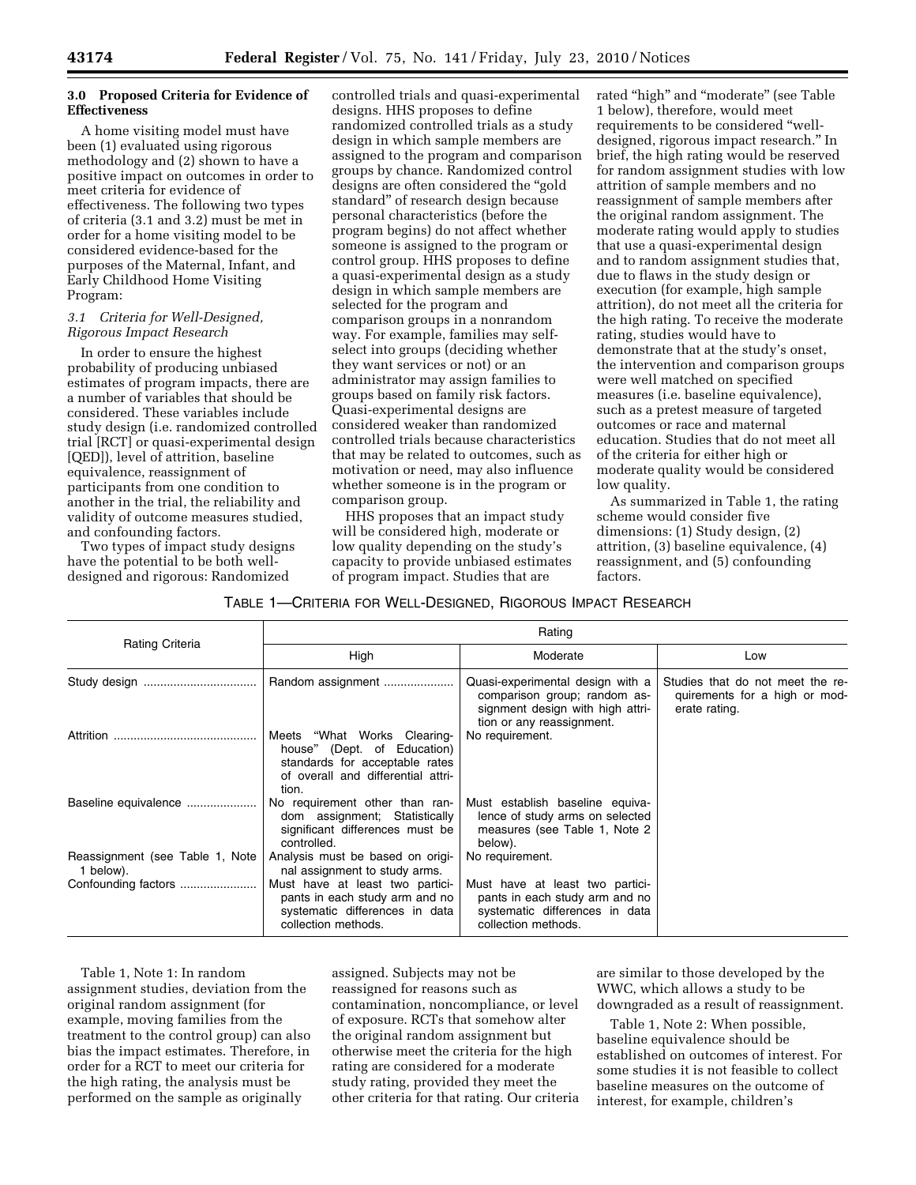### 3.0 Proposed Criteria for Evidence of Effectiveness

A home visiting model must have been (1) evaluated using rigorous methodology and (2) shown to have a positive impact on outcomes in order to meet criteria for evidence of effectiveness. The following two types of criteria (3.1 and 3.2) must be met in order for a home visiting model to be considered evidence-based for the purposes of the Maternal, Infant, and Early Childhood Home Visiting Program:

#### *3.1 Criteria for Well-Designed, Rigorous Impact Research*

In order to ensure the highest probability of producing unbiased estimates of program impacts, there are a number of variables that should be considered. These variables include study design (i.e. randomized controlled trial [RCT] or quasi-experimental design [QED]), level of attrition, baseline equivalence, reassignment of participants from one condition to another in the trial, the reliability and validity of outcome measures studied, and confounding factors.

Two types of impact study designs have the potential to be both well-designed and rigorous: Randomized controlled trials and quasi-experimental designs. HHS proposes to define randomized controlled trials as a study design in which sample members are assigned to the program and comparison groups by chance. Randomized control designs are often considered the "gold standard" of research design because personal characteristics (before the program begins) do not affect whether someone is assigned to the program or control group. HHS proposes to define a quasi-experimental design as a study design in which sample members are selected for the program and comparison groups in a nonrandom way. For example, families may self-select into groups (deciding whether they want services or not) or an administrator may assign families to groups based on family risk factors. Quasi-experimental designs are considered weaker than randomized controlled trials because characteristics that may be related to outcomes, such as motivation or need, may also influence whether someone is in the program or comparison group.

HHS proposes that an impact study will be considered high, moderate or low quality depending on the study's capacity to provide unbiased estimates of program impact. Studies that are rated "high" and "moderate" (see Table 1 below), therefore, would meet requirements to be considered "well-designed, rigorous impact research." In brief, the high rating would be reserved for random assignment studies with low attrition of sample members and no reassignment of sample members after the original random assignment. The moderate rating would apply to studies that use a quasi-experimental design and to random assignment studies that, due to flaws in the study design or execution (for example, high sample attrition), do not meet all the criteria for the high rating. To receive the moderate rating, studies would have to demonstrate that at the study's onset, the intervention and comparison groups were well matched on specified measures (i.e. baseline equivalence), such as a pretest measure of targeted outcomes or race and maternal education. Studies that do not meet all of the criteria for either high or moderate quality would be considered low quality.

As summarized in Table 1, the rating scheme would consider five dimensions: (1) Study design, (2) attrition, (3) baseline equivalence, (4) reassignment, and (5) confounding factors.

TABLE 1—CRITERIA FOR WELL-DESIGNED, RIGOROUS IMPACT RESEARCH

| Rating Criteria | Rating | | |
|---|---|---|---|
| | High | Moderate | Low |
| Study design | Random assignment | Quasi-experimental design with a comparison group; random assignment design with high attrition or any reassignment. | Studies that do not meet the requirements for a high or moderate rating. |
| Attrition | Meets "What Works Clearinghouse" (Dept. of Education) standards for acceptable rates of overall and differential attrition. | No requirement. | |
| Baseline equivalence | No requirement other than random assignment; Statistically significant differences must be controlled. | Must establish baseline equivalence of study arms on selected measures (see Table 1, Note 2 below). | |
| Reassignment (see Table 1, Note 1 below). | Analysis must be based on original assignment to study arms. | No requirement. | |
| Confounding factors | Must have at least two participants in each study arm and no systematic differences in data collection methods. | Must have at least two participants in each study arm and no systematic differences in data collection methods. | |

Table 1, Note 1: In random assignment studies, deviation from the original random assignment (for example, moving families from the treatment to the control group) can also bias the impact estimates. Therefore, in order for a RCT to meet our criteria for the high rating, the analysis must be performed on the sample as originally assigned. Subjects may not be reassigned for reasons such as contamination, noncompliance, or level of exposure. RCTs that somehow alter the original random assignment but otherwise meet the criteria for the high rating are considered for a moderate study rating, provided they meet the other criteria for that rating. Our criteria are similar to those developed by the WWC, which allows a study to be downgraded as a result of reassignment.

Table 1, Note 2: When possible, baseline equivalence should be established on outcomes of interest. For some studies it is not feasible to collect baseline measures on the outcome of interest, for example, children's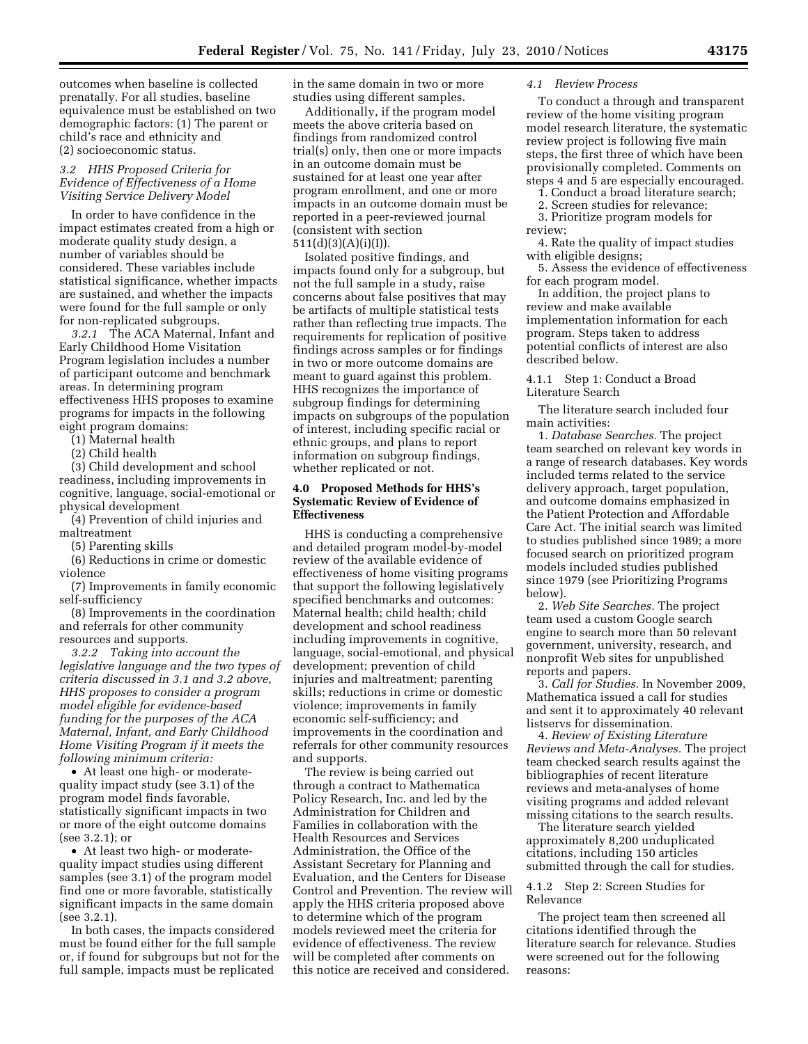outcomes when baseline is collected prenatally. For all studies, baseline equivalence must be established on two demographic factors: (1) The parent or child's race and ethnicity and (2) socioeconomic status.

*3.2 HHS Proposed Criteria for Evidence of Effectiveness of a Home Visiting Service Delivery Model*

In order to have confidence in the impact estimates created from a high or moderate quality study design, a number of variables should be considered. These variables include statistical significance, whether impacts are sustained, and whether the impacts were found for the full sample or only for non-replicated subgroups.

*3.2.1* The ACA Maternal, Infant and Early Childhood Home Visitation Program legislation includes a number of participant outcome and benchmark areas. In determining program effectiveness HHS proposes to examine programs for impacts in the following eight program domains:

(1) Maternal health

(2) Child health

(3) Child development and school readiness, including improvements in cognitive, language, social-emotional or physical development

(4) Prevention of child injuries and maltreatment

(5) Parenting skills

(6) Reductions in crime or domestic violence

(7) Improvements in family economic self-sufficiency

(8) Improvements in the coordination and referrals for other community resources and supports.

*3.2.2 Taking into account the legislative language and the two types of criteria discussed in 3.1 and 3.2 above, HHS proposes to consider a program model eligible for evidence-based funding for the purposes of the ACA Maternal, Infant, and Early Childhood Home Visiting Program if it meets the following minimum criteria:*

- At least one high- or moderate-quality impact study (see 3.1) of the program model finds favorable, statistically significant impacts in two or more of the eight outcome domains (see 3.2.1); or
- At least two high- or moderate-quality impact studies using different samples (see 3.1) of the program model find one or more favorable, statistically significant impacts in the same domain (see 3.2.1).

In both cases, the impacts considered must be found either for the full sample or, if found for subgroups but not for the full sample, impacts must be replicated in the same domain in two or more studies using different samples.

Additionally, if the program model meets the above criteria based on findings from randomized control trial(s) only, then one or more impacts in an outcome domain must be sustained for at least one year after program enrollment, and one or more impacts in an outcome domain must be reported in a peer-reviewed journal (consistent with section 511(d)(3)(A)(i)(I)).

Isolated positive findings, and impacts found only for a subgroup, but not the full sample in a study, raise concerns about false positives that may be artifacts of multiple statistical tests rather than reflecting true impacts. The requirements for replication of positive findings across samples or for findings in two or more outcome domains are meant to guard against this problem. HHS recognizes the importance of subgroup findings for determining impacts on subgroups of the population of interest, including specific racial or ethnic groups, and plans to report information on subgroup findings, whether replicated or not.

## 4.0 Proposed Methods for HHS's Systematic Review of Evidence of Effectiveness

HHS is conducting a comprehensive and detailed program model-by-model review of the available evidence of effectiveness of home visiting programs that support the following legislatively specified benchmarks and outcomes: Maternal health; child health; child development and school readiness including improvements in cognitive, language, social-emotional, and physical development; prevention of child injuries and maltreatment; parenting skills; reductions in crime or domestic violence; improvements in family economic self-sufficiency; and improvements in the coordination and referrals for other community resources and supports.

The review is being carried out through a contract to Mathematica Policy Research, Inc. and led by the Administration for Children and Families in collaboration with the Health Resources and Services Administration, the Office of the Assistant Secretary for Planning and Evaluation, and the Centers for Disease Control and Prevention. The review will apply the HHS criteria proposed above to determine which of the program models reviewed meet the criteria for evidence of effectiveness. The review will be completed after comments on this notice are received and considered.

*4.1 Review Process*

To conduct a through and transparent review of the home visiting program model research literature, the systematic review project is following five main steps, the first three of which have been provisionally completed. Comments on steps 4 and 5 are especially encouraged.

1. Conduct a broad literature search;
2. Screen studies for relevance;
3. Prioritize program models for review;
4. Rate the quality of impact studies with eligible designs;
5. Assess the evidence of effectiveness for each program model.

In addition, the project plans to review and make available implementation information for each program. Steps taken to address potential conflicts of interest are also described below.

4.1.1 Step 1: Conduct a Broad Literature Search

The literature search included four main activities:

1. *Database Searches.* The project team searched on relevant key words in a range of research databases. Key words included terms related to the service delivery approach, target population, and outcome domains emphasized in the Patient Protection and Affordable Care Act. The initial search was limited to studies published since 1989; a more focused search on prioritized program models included studies published since 1979 (see Prioritizing Programs below).

2. *Web Site Searches.* The project team used a custom Google search engine to search more than 50 relevant government, university, research, and nonprofit Web sites for unpublished reports and papers.

3. *Call for Studies.* In November 2009, Mathematica issued a call for studies and sent it to approximately 40 relevant listservs for dissemination.

4. *Review of Existing Literature Reviews and Meta-Analyses.* The project team checked search results against the bibliographies of recent literature reviews and meta-analyses of home visiting programs and added relevant missing citations to the search results.

The literature search yielded approximately 8,200 unduplicated citations, including 150 articles submitted through the call for studies.

4.1.2 Step 2: Screen Studies for Relevance

The project team then screened all citations identified through the literature search for relevance. Studies were screened out for the following reasons: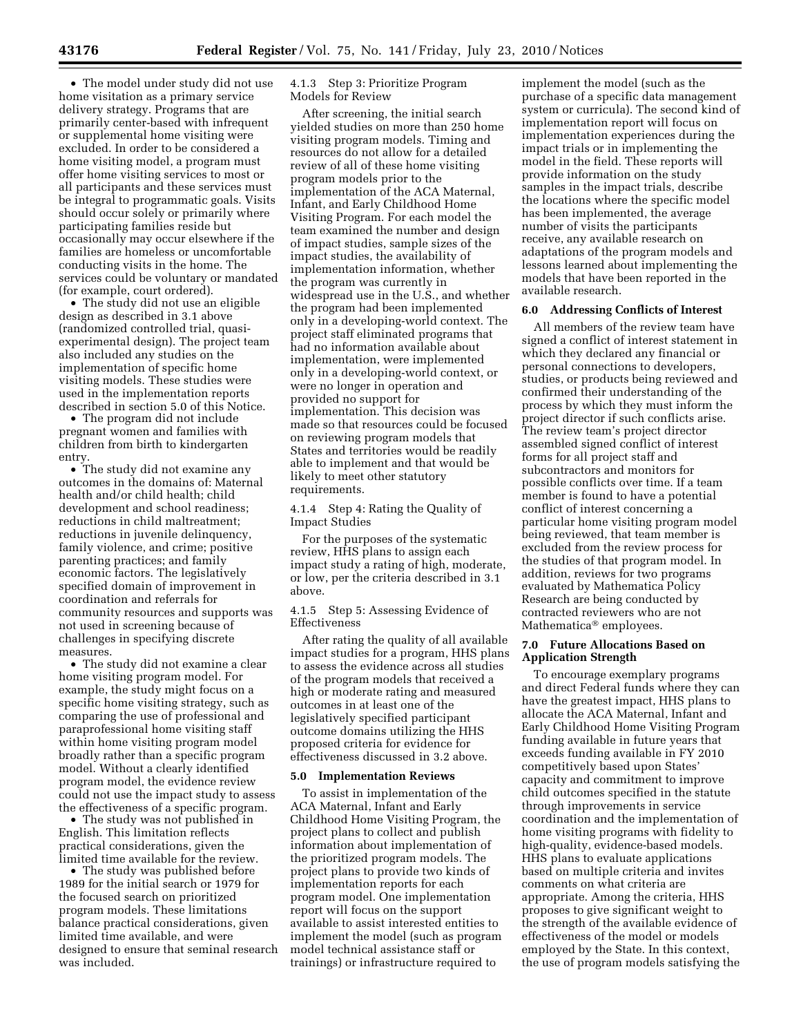- The model under study did not use home visitation as a primary service delivery strategy. Programs that are primarily center-based with infrequent or supplemental home visiting were excluded. In order to be considered a home visiting model, a program must offer home visiting services to most or all participants and these services must be integral to programmatic goals. Visits should occur solely or primarily where participating families reside but occasionally may occur elsewhere if the families are homeless or uncomfortable conducting visits in the home. The services could be voluntary or mandated (for example, court ordered).
- The study did not use an eligible design as described in 3.1 above (randomized controlled trial, quasi-experimental design). The project team also included any studies on the implementation of specific home visiting models. These studies were used in the implementation reports described in section 5.0 of this Notice.
- The program did not include pregnant women and families with children from birth to kindergarten entry.
- The study did not examine any outcomes in the domains of: Maternal health and/or child health; child development and school readiness; reductions in child maltreatment; reductions in juvenile delinquency, family violence, and crime; positive parenting practices; and family economic factors. The legislatively specified domain of improvement in coordination and referrals for community resources and supports was not used in screening because of challenges in specifying discrete measures.
- The study did not examine a clear home visiting program model. For example, the study might focus on a specific home visiting strategy, such as comparing the use of professional and paraprofessional home visiting staff within home visiting program model broadly rather than a specific program model. Without a clearly identified program model, the evidence review could not use the impact study to assess the effectiveness of a specific program.
- The study was not published in English. This limitation reflects practical considerations, given the limited time available for the review.
- The study was published before 1989 for the initial search or 1979 for the focused search on prioritized program models. These limitations balance practical considerations, given limited time available, and were designed to ensure that seminal research was included.

4.1.3 Step 3: Prioritize Program Models for Review

After screening, the initial search yielded studies on more than 250 home visiting program models. Timing and resources do not allow for a detailed review of all of these home visiting program models prior to the implementation of the ACA Maternal, Infant, and Early Childhood Home Visiting Program. For each model the team examined the number and design of impact studies, sample sizes of the impact studies, the availability of implementation information, whether the program was currently in widespread use in the U.S., and whether the program had been implemented only in a developing-world context. The project staff eliminated programs that had no information available about implementation, were implemented only in a developing-world context, or were no longer in operation and provided no support for implementation. This decision was made so that resources could be focused on reviewing program models that States and territories would be readily able to implement and that would be likely to meet other statutory requirements.

4.1.4 Step 4: Rating the Quality of Impact Studies

For the purposes of the systematic review, HHS plans to assign each impact study a rating of high, moderate, or low, per the criteria described in 3.1 above.

4.1.5 Step 5: Assessing Evidence of Effectiveness

After rating the quality of all available impact studies for a program, HHS plans to assess the evidence across all studies of the program models that received a high or moderate rating and measured outcomes in at least one of the legislatively specified participant outcome domains utilizing the HHS proposed criteria for evidence for effectiveness discussed in 3.2 above.

## 5.0 Implementation Reviews

To assist in implementation of the ACA Maternal, Infant and Early Childhood Home Visiting Program, the project plans to collect and publish information about implementation of the prioritized program models. The project plans to provide two kinds of implementation reports for each program model. One implementation report will focus on the support available to assist interested entities to implement the model (such as program model technical assistance staff or trainings) or infrastructure required to implement the model (such as the purchase of a specific data management system or curricula). The second kind of implementation report will focus on implementation experiences during the impact trials or in implementing the model in the field. These reports will provide information on the study samples in the impact trials, describe the locations where the specific model has been implemented, the average number of visits the participants receive, any available research on adaptations of the program models and lessons learned about implementing the models that have been reported in the available research.

## 6.0 Addressing Conflicts of Interest

All members of the review team have signed a conflict of interest statement in which they declared any financial or personal connections to developers, studies, or products being reviewed and confirmed their understanding of the process by which they must inform the project director if such conflicts arise. The review team's project director assembled signed conflict of interest forms for all project staff and subcontractors and monitors for possible conflicts over time. If a team member is found to have a potential conflict of interest concerning a particular home visiting program model being reviewed, that team member is excluded from the review process for the studies of that program model. In addition, reviews for two programs evaluated by Mathematica Policy Research are being conducted by contracted reviewers who are not Mathematica® employees.

## 7.0 Future Allocations Based on Application Strength

To encourage exemplary programs and direct Federal funds where they can have the greatest impact, HHS plans to allocate the ACA Maternal, Infant and Early Childhood Home Visiting Program funding available in future years that exceeds funding available in FY 2010 competitively based upon States' capacity and commitment to improve child outcomes specified in the statute through improvements in service coordination and the implementation of home visiting programs with fidelity to high-quality, evidence-based models. HHS plans to evaluate applications based on multiple criteria and invites comments on what criteria are appropriate. Among the criteria, HHS proposes to give significant weight to the strength of the available evidence of effectiveness of the model or models employed by the State. In this context, the use of program models satisfying the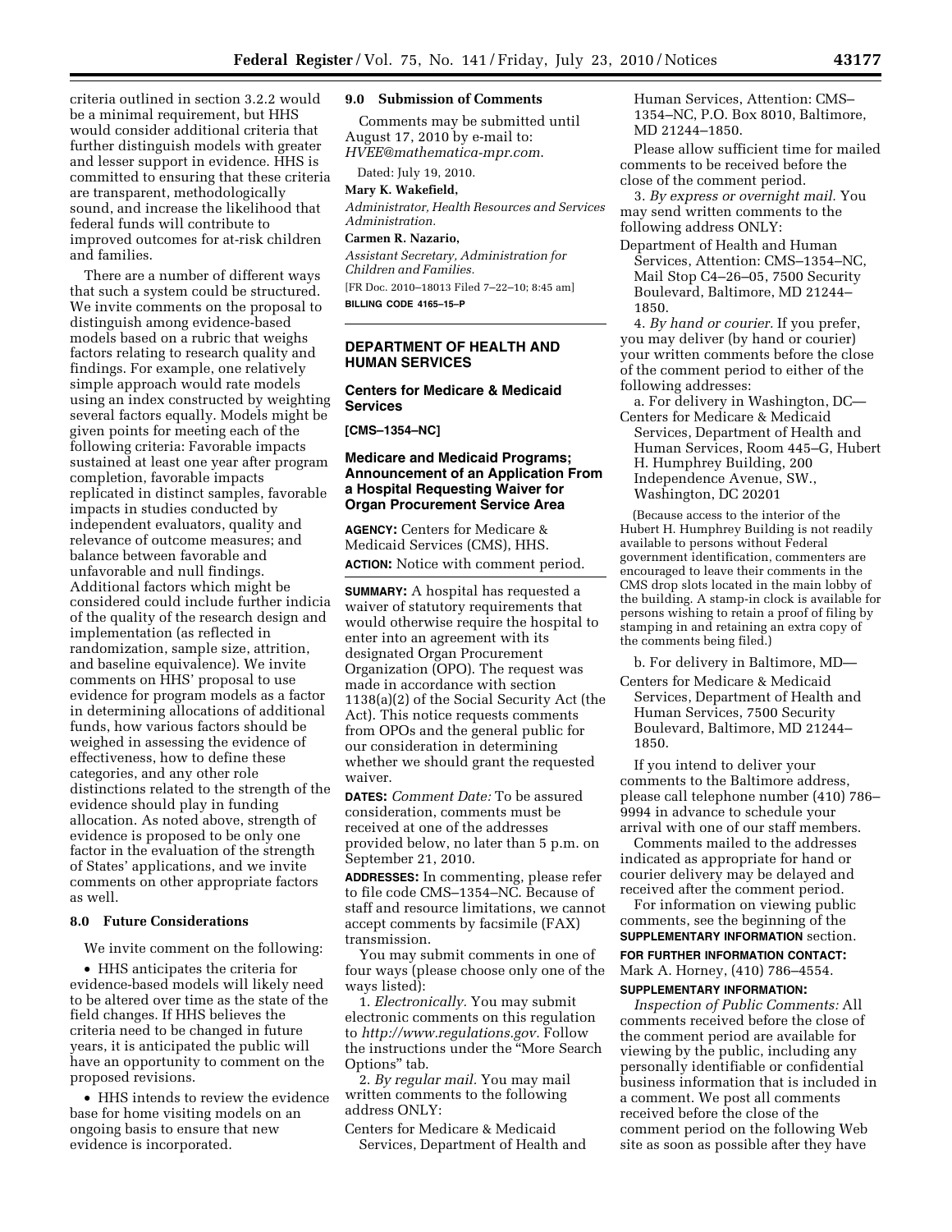criteria outlined in section 3.2.2 would be a minimal requirement, but HHS would consider additional criteria that further distinguish models with greater and lesser support in evidence. HHS is committed to ensuring that these criteria are transparent, methodologically sound, and increase the likelihood that federal funds will contribute to improved outcomes for at-risk children and families.

There are a number of different ways that such a system could be structured. We invite comments on the proposal to distinguish among evidence-based models based on a rubric that weighs factors relating to research quality and findings. For example, one relatively simple approach would rate models using an index constructed by weighting several factors equally. Models might be given points for meeting each of the following criteria: Favorable impacts sustained at least one year after program completion, favorable impacts replicated in distinct samples, favorable impacts in studies conducted by independent evaluators, quality and relevance of outcome measures; and balance between favorable and unfavorable and null findings. Additional factors which might be considered could include further indicia of the quality of the research design and implementation (as reflected in randomization, sample size, attrition, and baseline equivalence). We invite comments on HHS' proposal to use evidence for program models as a factor in determining allocations of additional funds, how various factors should be weighed in assessing the evidence of effectiveness, how to define these categories, and any other role distinctions related to the strength of the evidence should play in funding allocation. As noted above, strength of evidence is proposed to be only one factor in the evaluation of the strength of States' applications, and we invite comments on other appropriate factors as well.

## 8.0 Future Considerations

We invite comment on the following:

- HHS anticipates the criteria for evidence-based models will likely need to be altered over time as the state of the field changes. If HHS believes the criteria need to be changed in future years, it is anticipated the public will have an opportunity to comment on the proposed revisions.
- HHS intends to review the evidence base for home visiting models on an ongoing basis to ensure that new evidence is incorporated.

## 9.0 Submission of Comments

Comments may be submitted until August 17, 2010 by e-mail to: *HVEE@mathematica-mpr.com*.

Dated: July 19, 2010.

**Mary K. Wakefield,**

*Administrator, Health Resources and Services Administration.*

**Carmen R. Nazario,**

*Assistant Secretary, Administration for Children and Families.*

[FR Doc. 2010–18013 Filed 7–22–10; 8:45 am]

**BILLING CODE 4165–15–P**

---

# DEPARTMENT OF HEALTH AND HUMAN SERVICES

## Centers for Medicare & Medicaid Services

**[CMS–1354–NC]**

## Medicare and Medicaid Programs; Announcement of an Application From a Hospital Requesting Waiver for Organ Procurement Service Area

**AGENCY:** Centers for Medicare & Medicaid Services (CMS), HHS.

**ACTION:** Notice with comment period.

**SUMMARY:** A hospital has requested a waiver of statutory requirements that would otherwise require the hospital to enter into an agreement with its designated Organ Procurement Organization (OPO). The request was made in accordance with section 1138(a)(2) of the Social Security Act (the Act). This notice requests comments from OPOs and the general public for our consideration in determining whether we should grant the requested waiver.

**DATES:** *Comment Date:* To be assured consideration, comments must be received at one of the addresses provided below, no later than 5 p.m. on September 21, 2010.

**ADDRESSES:** In commenting, please refer to file code CMS–1354–NC. Because of staff and resource limitations, we cannot accept comments by facsimile (FAX) transmission.

You may submit comments in one of four ways (please choose only one of the ways listed):

1. *Electronically.* You may submit electronic comments on this regulation to *http://www.regulations.gov.* Follow the instructions under the "More Search Options" tab.

2. *By regular mail.* You may mail written comments to the following address ONLY:

Centers for Medicare & Medicaid Services, Department of Health and Human Services, Attention: CMS–1354–NC, P.O. Box 8010, Baltimore, MD 21244–1850.

Please allow sufficient time for mailed comments to be received before the close of the comment period.

3. *By express or overnight mail.* You may send written comments to the following address ONLY:

Department of Health and Human Services, Attention: CMS–1354–NC, Mail Stop C4–26–05, 7500 Security Boulevard, Baltimore, MD 21244–1850.

4. *By hand or courier.* If you prefer, you may deliver (by hand or courier) your written comments before the close of the comment period to either of the following addresses:

a. For delivery in Washington, DC—

Centers for Medicare & Medicaid Services, Department of Health and Human Services, Room 445–G, Hubert H. Humphrey Building, 200 Independence Avenue, SW., Washington, DC 20201

(Because access to the interior of the Hubert H. Humphrey Building is not readily available to persons without Federal government identification, commenters are encouraged to leave their comments in the CMS drop slots located in the main lobby of the building. A stamp-in clock is available for persons wishing to retain a proof of filing by stamping in and retaining an extra copy of the comments being filed.)

b. For delivery in Baltimore, MD—

Centers for Medicare & Medicaid Services, Department of Health and Human Services, 7500 Security Boulevard, Baltimore, MD 21244–1850.

If you intend to deliver your comments to the Baltimore address, please call telephone number (410) 786–9994 in advance to schedule your arrival with one of our staff members.

Comments mailed to the addresses indicated as appropriate for hand or courier delivery may be delayed and received after the comment period.

For information on viewing public comments, see the beginning of the **SUPPLEMENTARY INFORMATION** section.

**FOR FURTHER INFORMATION CONTACT:** Mark A. Horney, (410) 786–4554.

**SUPPLEMENTARY INFORMATION:**

*Inspection of Public Comments:* All comments received before the close of the comment period are available for viewing by the public, including any personally identifiable or confidential business information that is included in a comment. We post all comments received before the close of the comment period on the following Web site as soon as possible after they have